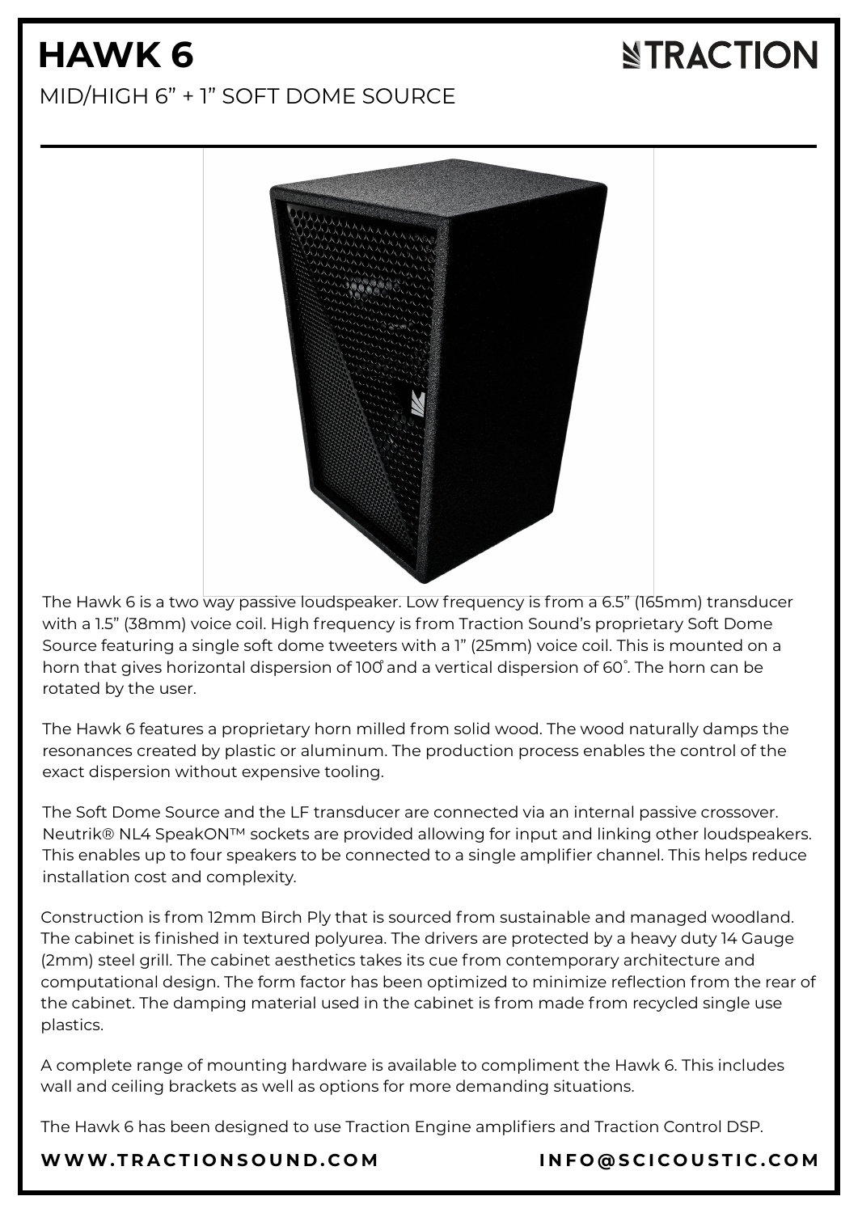# HAWK 6

TRACTION

MID/HIGH 6" + 1" SOFT DOME SOURCE

The Hawk 6 is a two way passive loudspeaker. Low frequency is from a 6.5" (165mm) transducer with a 1.5" (38mm) voice coil. High frequency is from Traction Sound's proprietary Soft Dome Source featuring a single soft dome tweeters with a 1" (25mm) voice coil. This is mounted on a horn that gives horizontal dispersion of 100˚ and a vertical dispersion of 60˚. The horn can be rotated by the user.

The Hawk 6 features a proprietary horn milled from solid wood. The wood naturally damps the resonances created by plastic or aluminum. The production process enables the control of the exact dispersion without expensive tooling.

The Soft Dome Source and the LF transducer are connected via an internal passive crossover. Neutrik® NL4 SpeakON™ sockets are provided allowing for input and linking other loudspeakers. This enables up to four speakers to be connected to a single amplifier channel. This helps reduce installation cost and complexity.

Construction is from 12mm Birch Ply that is sourced from sustainable and managed woodland. The cabinet is finished in textured polyurea. The drivers are protected by a heavy duty 14 Gauge (2mm) steel grill. The cabinet aesthetics takes its cue from contemporary architecture and computational design. The form factor has been optimized to minimize reflection from the rear of the cabinet. The damping material used in the cabinet is from made from recycled single use plastics.

A complete range of mounting hardware is available to compliment the Hawk 6. This includes wall and ceiling brackets as well as options for more demanding situations.

The Hawk 6 has been designed to use Traction Engine amplifiers and Traction Control DSP.

**WWW.TRACTIONSOUND.COM** **INFO@SCICOUSTIC.COM**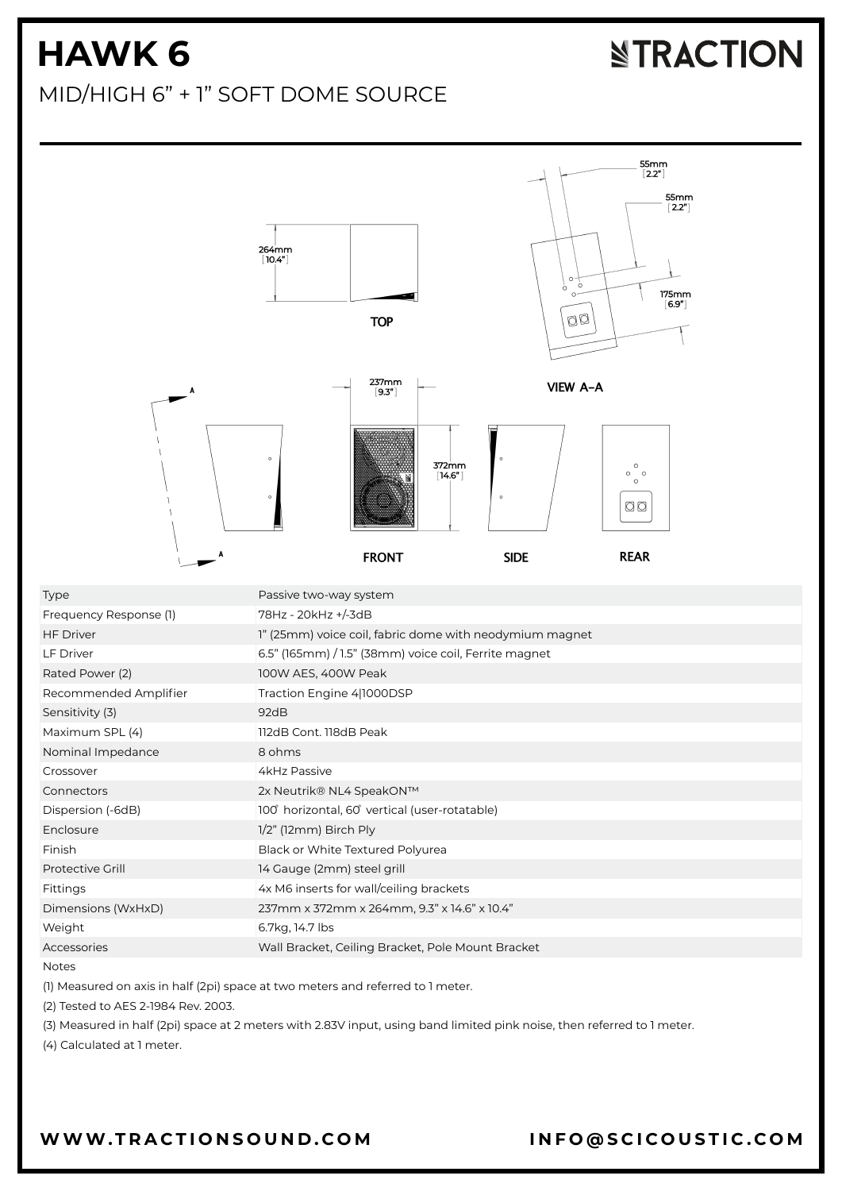# HAWK 6

TRACTION

## MID/HIGH 6" + 1" SOFT DOME SOURCE

55mm [2.2"]
55mm [2.2"]
264mm [10.4"]
175mm [6.9"]
TOP
VIEW A-A
237mm [9.3"]
372mm [14.6"]
A
A
FRONT
SIDE
REAR

| | |
|---|---|
| Type | Passive two-way system |
| Frequency Response (1) | 78Hz - 20kHz +/-3dB |
| HF Driver | 1" (25mm) voice coil, fabric dome with neodymium magnet |
| LF Driver | 6.5" (165mm) / 1.5" (38mm) voice coil, Ferrite magnet |
| Rated Power (2) | 100W AES, 400W Peak |
| Recommended Amplifier | Traction Engine 4\|1000DSP |
| Sensitivity (3) | 92dB |
| Maximum SPL (4) | 112dB Cont. 118dB Peak |
| Nominal Impedance | 8 ohms |
| Crossover | 4kHz Passive |
| Connectors | 2x Neutrik® NL4 SpeakON™ |
| Dispersion (-6dB) | 100° horizontal, 60° vertical (user-rotatable) |
| Enclosure | 1/2" (12mm) Birch Ply |
| Finish | Black or White Textured Polyurea |
| Protective Grill | 14 Gauge (2mm) steel grill |
| Fittings | 4x M6 inserts for wall/ceiling brackets |
| Dimensions (WxHxD) | 237mm x 372mm x 264mm, 9.3" x 14.6" x 10.4" |
| Weight | 6.7kg, 14.7 lbs |
| Accessories | Wall Bracket, Ceiling Bracket, Pole Mount Bracket |

Notes

(1) Measured on axis in half (2pi) space at two meters and referred to 1 meter.

(2) Tested to AES 2-1984 Rev. 2003.

(3) Measured in half (2pi) space at 2 meters with 2.83V input, using band limited pink noise, then referred to 1 meter.

(4) Calculated at 1 meter.

**WWW.TRACTIONSOUND.COM** **INFO@SCICOUSTIC.COM**